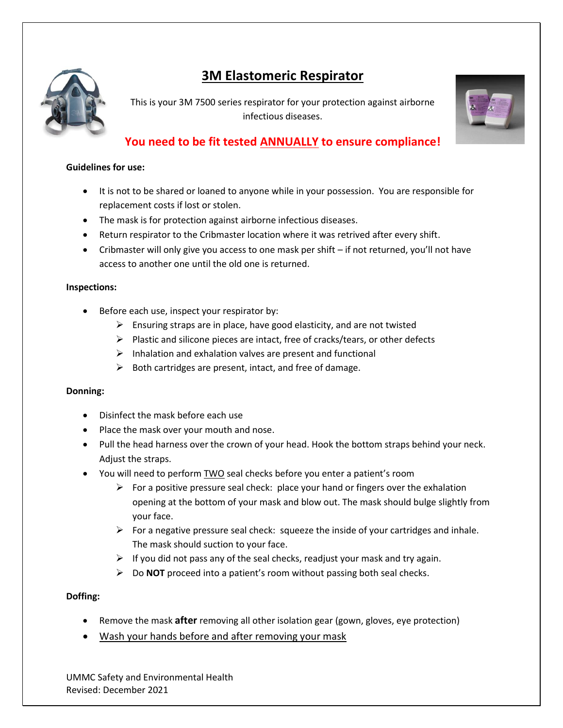# <u>3M Elastomeric Respirator</u>

This is your 3M 7500 series respirator for your protection against airborne infectious diseases.

**You need to be fit tested <u>ANNUALLY</u> to ensure compliance!**

**Guidelines for use:**

- It is not to be shared or loaned to anyone while in your possession. You are responsible for replacement costs if lost or stolen.
- The mask is for protection against airborne infectious diseases.
- Return respirator to the Cribmaster location where it was retrived after every shift.
- Cribmaster will only give you access to one mask per shift – if not returned, you'll not have access to another one until the old one is returned.

**Inspections:**

- Before each use, inspect your respirator by:
  - Ensuring straps are in place, have good elasticity, and are not twisted
  - Plastic and silicone pieces are intact, free of cracks/tears, or other defects
  - Inhalation and exhalation valves are present and functional
  - Both cartridges are present, intact, and free of damage.

**Donning:**

- Disinfect the mask before each use
- Place the mask over your mouth and nose.
- Pull the head harness over the crown of your head. Hook the bottom straps behind your neck. Adjust the straps.
- You will need to perform <u>TWO</u> seal checks before you enter a patient's room
  - For a positive pressure seal check: place your hand or fingers over the exhalation opening at the bottom of your mask and blow out. The mask should bulge slightly from your face.
  - For a negative pressure seal check: squeeze the inside of your cartridges and inhale. The mask should suction to your face.
  - If you did not pass any of the seal checks, readjust your mask and try again.
  - Do **NOT** proceed into a patient's room without passing both seal checks.

**Doffing:**

- Remove the mask **after** removing all other isolation gear (gown, gloves, eye protection)
- <u>Wash your hands before and after removing your mask</u>

UMMC Safety and Environmental Health
Revised: December 2021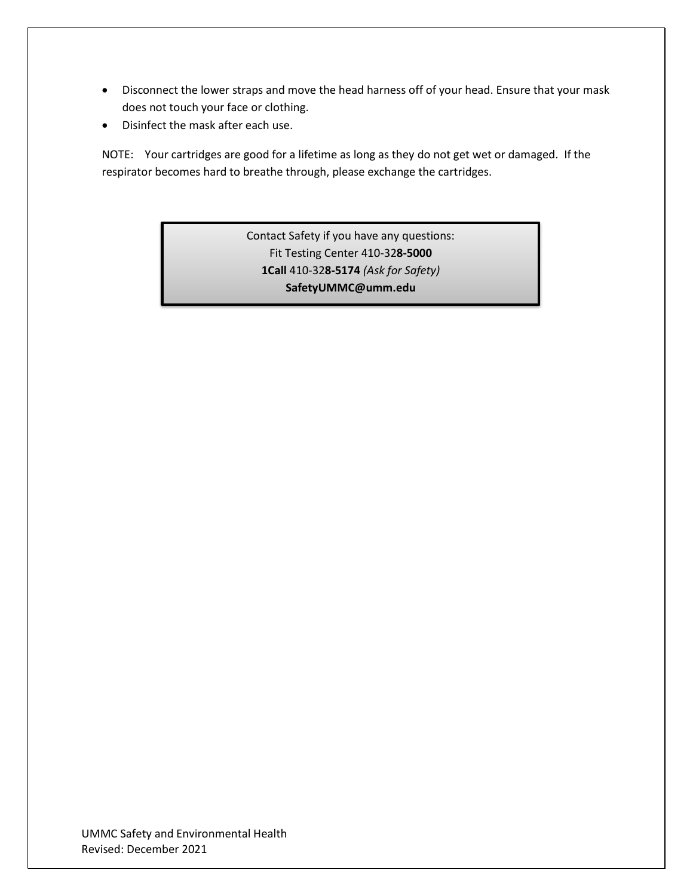- Disconnect the lower straps and move the head harness off of your head. Ensure that your mask does not touch your face or clothing.
- Disinfect the mask after each use.

NOTE: Your cartridges are good for a lifetime as long as they do not get wet or damaged. If the respirator becomes hard to breathe through, please exchange the cartridges.

Contact Safety if you have any questions:
Fit Testing Center 410-32**8-5000**
**1Call** 410-32**8-5174** *(Ask for Safety)*
**SafetyUMMC@umm.edu**

UMMC Safety and Environmental Health
Revised: December 2021